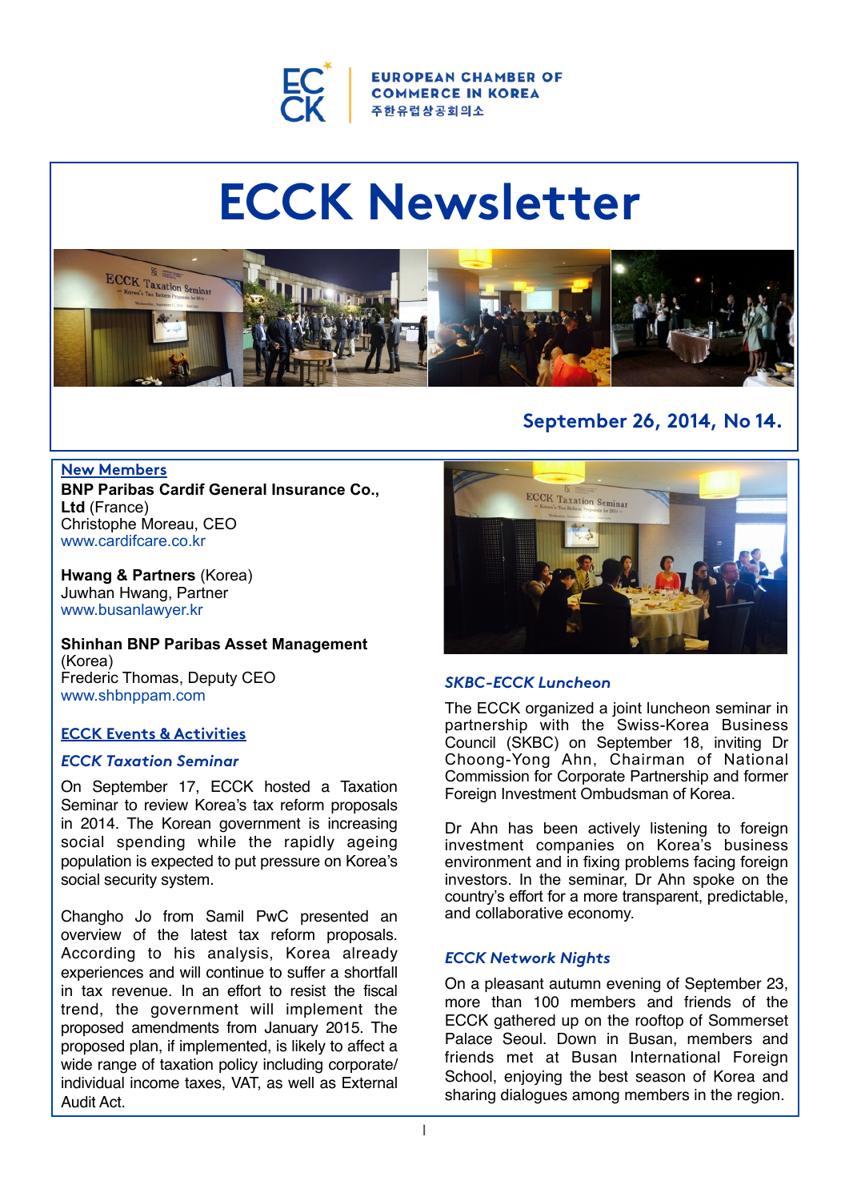EUROPEAN CHAMBER OF COMMERCE IN KOREA
주한유럽상공회의소

# ECCK Newsletter

**September 26, 2014, No 14.**

## New Members

**BNP Paribas Cardif General Insurance Co., Ltd** (France)
Christophe Moreau, CEO
www.cardifcare.co.kr

**Hwang & Partners** (Korea)
Juwhan Hwang, Partner
www.busanlawyer.kr

**Shinhan BNP Paribas Asset Management** (Korea)
Frederic Thomas, Deputy CEO
www.shbnppam.com

## ECCK Events & Activities

### *ECCK Taxation Seminar*

On September 17, ECCK hosted a Taxation Seminar to review Korea's tax reform proposals in 2014. The Korean government is increasing social spending while the rapidly ageing population is expected to put pressure on Korea's social security system.

Changho Jo from Samil PwC presented an overview of the latest tax reform proposals. According to his analysis, Korea already experiences and will continue to suffer a shortfall in tax revenue. In an effort to resist the fiscal trend, the government will implement the proposed amendments from January 2015. The proposed plan, if implemented, is likely to affect a wide range of taxation policy including corporate/individual income taxes, VAT, as well as External Audit Act.

### *SKBC-ECCK Luncheon*

The ECCK organized a joint luncheon seminar in partnership with the Swiss-Korea Business Council (SKBC) on September 18, inviting Dr Choong-Yong Ahn, Chairman of National Commission for Corporate Partnership and former Foreign Investment Ombudsman of Korea.

Dr Ahn has been actively listening to foreign investment companies on Korea's business environment and in fixing problems facing foreign investors. In the seminar, Dr Ahn spoke on the country's effort for a more transparent, predictable, and collaborative economy.

### *ECCK Network Nights*

On a pleasant autumn evening of September 23, more than 100 members and friends of the ECCK gathered up on the rooftop of Sommerset Palace Seoul. Down in Busan, members and friends met at Busan International Foreign School, enjoying the best season of Korea and sharing dialogues among members in the region.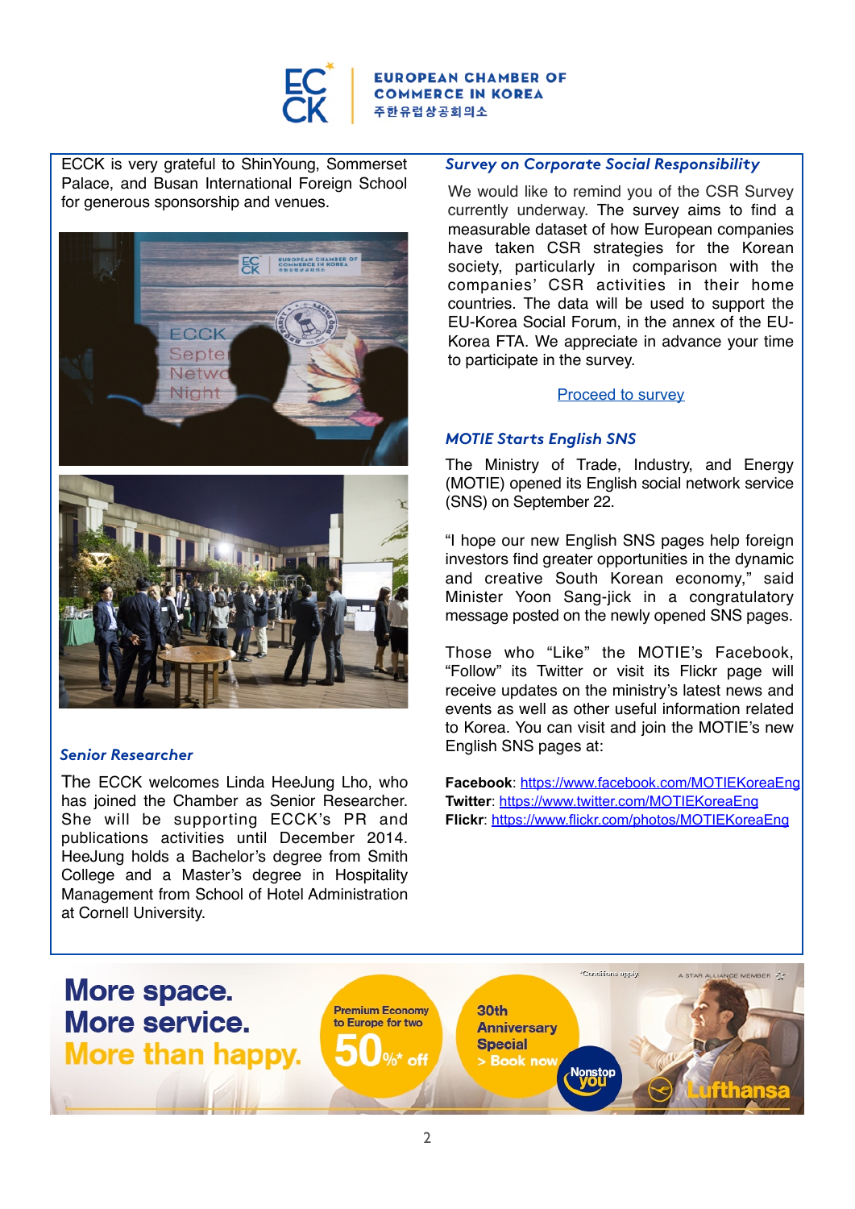ECCK is very grateful to ShinYoung, Sommerset Palace, and Busan International Foreign School for generous sponsorship and venues.

### *Senior Researcher*

The ECCK welcomes Linda HeeJung Lho, who has joined the Chamber as Senior Researcher. She will be supporting ECCK's PR and publications activities until December 2014. HeeJung holds a Bachelor's degree from Smith College and a Master's degree in Hospitality Management from School of Hotel Administration at Cornell University.

### *Survey on Corporate Social Responsibility*

We would like to remind you of the CSR Survey currently underway. The survey aims to find a measurable dataset of how European companies have taken CSR strategies for the Korean society, particularly in comparison with the companies' CSR activities in their home countries. The data will be used to support the EU-Korea Social Forum, in the annex of the EU-Korea FTA. We appreciate in advance your time to participate in the survey.

Proceed to survey

### *MOTIE Starts English SNS*

The Ministry of Trade, Industry, and Energy (MOTIE) opened its English social network service (SNS) on September 22.

"I hope our new English SNS pages help foreign investors find greater opportunities in the dynamic and creative South Korean economy," said Minister Yoon Sang-jick in a congratulatory message posted on the newly opened SNS pages.

Those who "Like" the MOTIE's Facebook, "Follow" its Twitter or visit its Flickr page will receive updates on the ministry's latest news and events as well as other useful information related to Korea. You can visit and join the MOTIE's new English SNS pages at:

**Facebook**: https://www.facebook.com/MOTIEKoreaEng
**Twitter**: https://www.twitter.com/MOTIEKoreaEng
**Flickr**: https://www.flickr.com/photos/MOTIEKoreaEng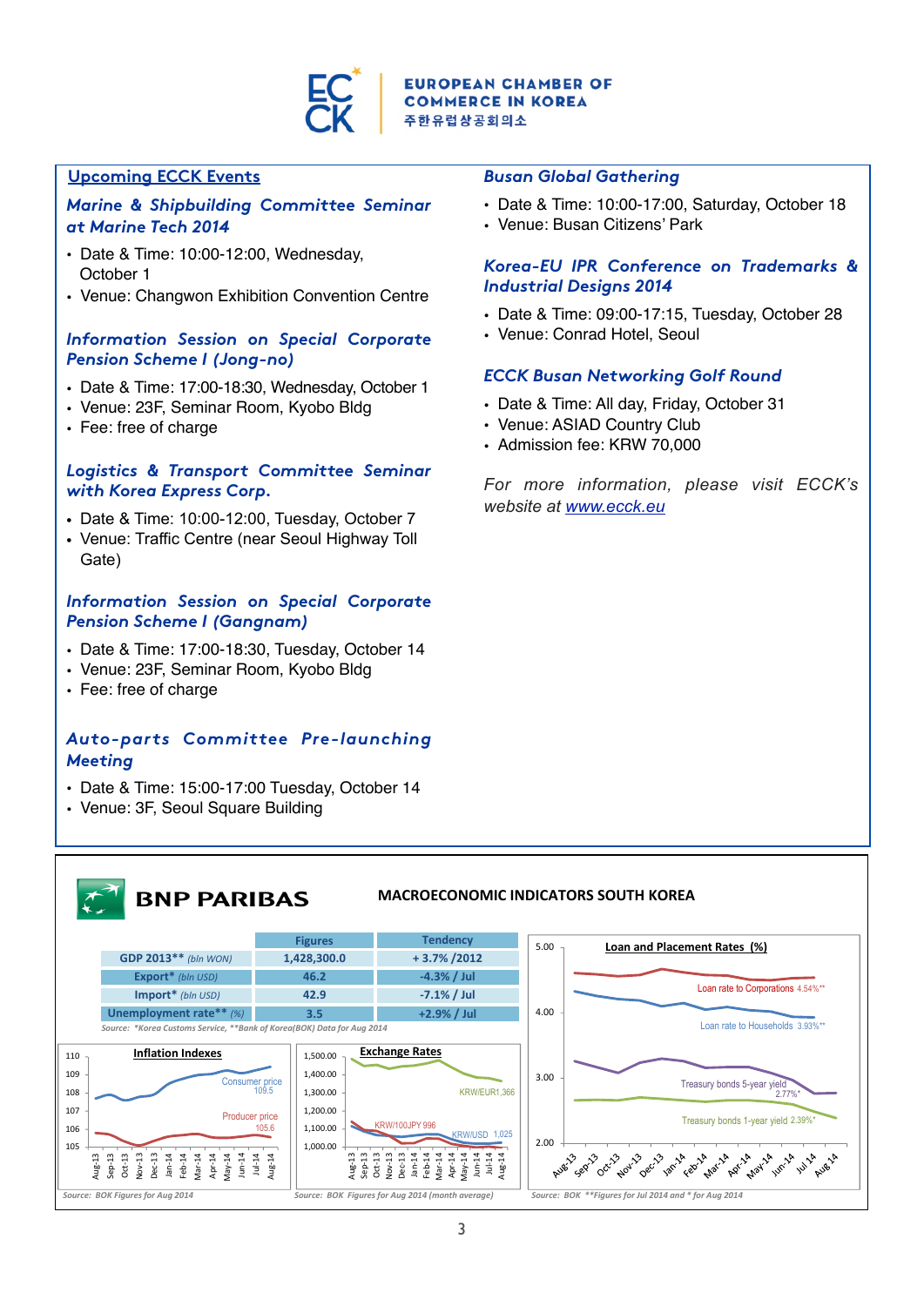EUROPEAN CHAMBER OF COMMERCE IN KOREA
주한유럽상공회의소

## Upcoming ECCK Events

### *Marine & Shipbuilding Committee Seminar at Marine Tech 2014*

- Date & Time: 10:00-12:00, Wednesday, October 1
- Venue: Changwon Exhibition Convention Centre

### *Information Session on Special Corporate Pension Scheme I (Jong-no)*

- Date & Time: 17:00-18:30, Wednesday, October 1
- Venue: 23F, Seminar Room, Kyobo Bldg
- Fee: free of charge

### *Logistics & Transport Committee Seminar with Korea Express Corp.*

- Date & Time: 10:00-12:00, Tuesday, October 7
- Venue: Traffic Centre (near Seoul Highway Toll Gate)

### *Information Session on Special Corporate Pension Scheme I (Gangnam)*

- Date & Time: 17:00-18:30, Tuesday, October 14
- Venue: 23F, Seminar Room, Kyobo Bldg
- Fee: free of charge

### *Auto-parts Committee Pre-launching Meeting*

- Date & Time: 15:00-17:00 Tuesday, October 14
- Venue: 3F, Seoul Square Building

### *Busan Global Gathering*

- Date & Time: 10:00-17:00, Saturday, October 18
- Venue: Busan Citizens' Park

### *Korea-EU IPR Conference on Trademarks & Industrial Designs 2014*

- Date & Time: 09:00-17:15, Tuesday, October 28
- Venue: Conrad Hotel, Seoul

### *ECCK Busan Networking Golf Round*

- Date & Time: All day, Friday, October 31
- Venue: ASIAD Country Club
- Admission fee: KRW 70,000

*For more information, please visit ECCK's website at www.ecck.eu*

## BNP PARIBAS

### MACROECONOMIC INDICATORS SOUTH KOREA

| | Figures | Tendency |
|---|---|---|
| GDP 2013** *(bln WON)* | 1,428,300.0 | + 3.7% /2012 |
| Export* *(bln USD)* | 46.2 | -4.3% / Jul |
| Import* *(bln USD)* | 42.9 | -7.1% / Jul |
| Unemployment rate** *(%)* | 3.5 | +2.9% / Jul |

*Source: \*Korea Customs Service, \*\*Bank of Korea(BOK) Data for Aug 2014*

**Inflation Indexes**

110, 109, 108, 107, 106, 105

Consumer price 109.5

Producer price 105.6

Aug-13, Sep-13, Oct-13, Nov-13, Dec-13, Jan-14, Feb-14, Mar-14, Apr-14, May-14, Jun-14, Jul-14, Aug-14

*Source: BOK Figures for Aug 2014*

**Exchange Rates**

1,500.00, 1,400.00, 1,300.00, 1,200.00, 1,100.00, 1,000.00

KRW/EUR1,366

KRW/100JPY 996

KRW/USD 1,025

Aug-13, Sep-13, Oct-13, Nov-13, Dec-13, Jan-14, Feb-14, Mar-14, Apr-14, May-14, Jun-14, Jul-14, Aug-14

*Source: BOK Figures for Aug 2014 (month average)*

**Loan and Placement Rates (%)**

5.00, 4.00, 3.00, 2.00

Loan rate to Corporations 4.54%**

Loan rate to Households 3.93%**

Treasury bonds 5-year yield 2.77%*

Treasury bonds 1-year yield 2.39%*

Aug-13, Sep-13, Oct-13, Nov-13, Dec-13, Jan-14, Feb-14, Mar-14, Apr-14, May-14, Jun-14, Jul 14, Aug 14

*Source: BOK \*\*Figures for Jul 2014 and \* for Aug 2014*